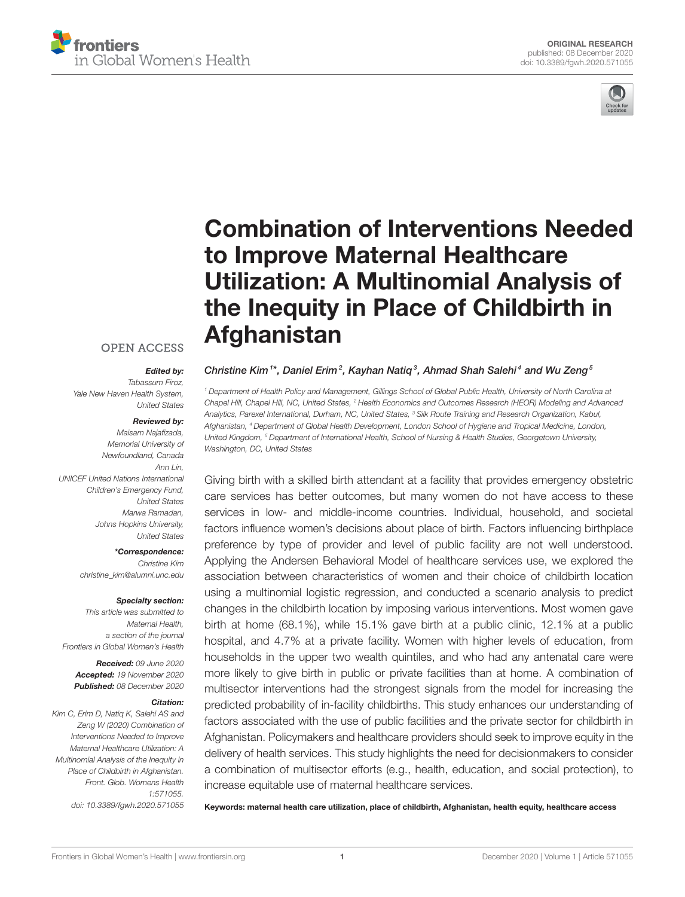ORIGINAL RESEARCH
published: 08 December 2020
doi: 10.3389/fgwh.2020.571055

# Combination of Interventions Needed to Improve Maternal Healthcare Utilization: A Multinomial Analysis of the Inequity in Place of Childbirth in Afghanistan

Christine Kim[1]*, Daniel Erim[2], Kayhan Natiq[3], Ahmad Shah Salehi[4] and Wu Zeng[5]

[1] Department of Health Policy and Management, Gillings School of Global Public Health, University of North Carolina at Chapel Hill, Chapel Hill, NC, United States, [2] Health Economics and Outcomes Research (HEOR) Modeling and Advanced Analytics, Parexel International, Durham, NC, United States, [3] Silk Route Training and Research Organization, Kabul, Afghanistan, [4] Department of Global Health Development, London School of Hygiene and Tropical Medicine, London, United Kingdom, [5] Department of International Health, School of Nursing & Health Studies, Georgetown University, Washington, DC, United States

OPEN ACCESS

***Edited by:***
*Tabassum Firoz,*
*Yale New Haven Health System,*
*United States*

***Reviewed by:***
*Maisam Najafizada,*
*Memorial University of Newfoundland, Canada*
*Ann Lin,*
*UNICEF United Nations International Children's Emergency Fund, United States*
*Marwa Ramadan,*
*Johns Hopkins University, United States*

***\*Correspondence:***
*Christine Kim*
*christine_kim@alumni.unc.edu*

***Specialty section:***
*This article was submitted to Maternal Health, a section of the journal Frontiers in Global Women's Health*

***Received:*** *09 June 2020*
***Accepted:*** *19 November 2020*
***Published:*** *08 December 2020*

***Citation:***
*Kim C, Erim D, Natiq K, Salehi AS and Zeng W (2020) Combination of Interventions Needed to Improve Maternal Healthcare Utilization: A Multinomial Analysis of the Inequity in Place of Childbirth in Afghanistan. Front. Glob. Womens Health 1:571055. doi: 10.3389/fgwh.2020.571055*

Giving birth with a skilled birth attendant at a facility that provides emergency obstetric care services has better outcomes, but many women do not have access to these services in low- and middle-income countries. Individual, household, and societal factors influence women's decisions about place of birth. Factors influencing birthplace preference by type of provider and level of public facility are not well understood. Applying the Andersen Behavioral Model of healthcare services use, we explored the association between characteristics of women and their choice of childbirth location using a multinomial logistic regression, and conducted a scenario analysis to predict changes in the childbirth location by imposing various interventions. Most women gave birth at home (68.1%), while 15.1% gave birth at a public clinic, 12.1% at a public hospital, and 4.7% at a private facility. Women with higher levels of education, from households in the upper two wealth quintiles, and who had any antenatal care were more likely to give birth in public or private facilities than at home. A combination of multisector interventions had the strongest signals from the model for increasing the predicted probability of in-facility childbirths. This study enhances our understanding of factors associated with the use of public facilities and the private sector for childbirth in Afghanistan. Policymakers and healthcare providers should seek to improve equity in the delivery of health services. This study highlights the need for decisionmakers to consider a combination of multisector efforts (e.g., health, education, and social protection), to increase equitable use of maternal healthcare services.

**Keywords: maternal health care utilization, place of childbirth, Afghanistan, health equity, healthcare access**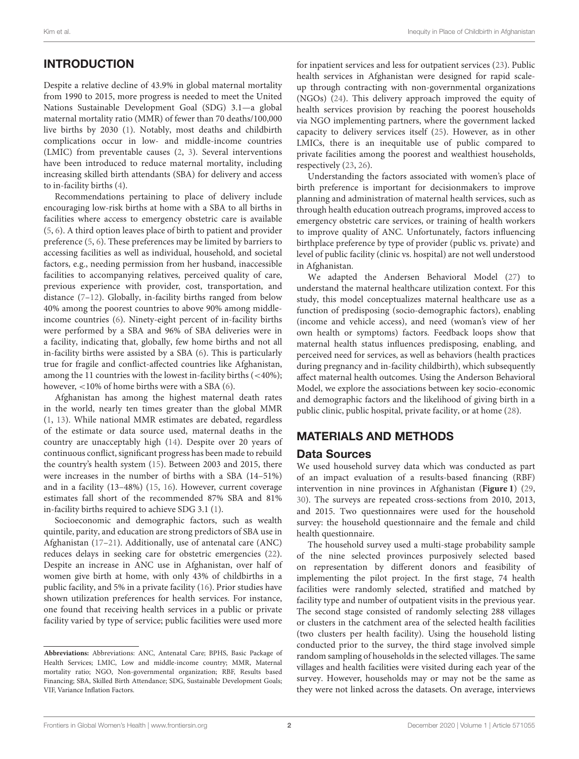## INTRODUCTION

Despite a relative decline of 43.9% in global maternal mortality from 1990 to 2015, more progress is needed to meet the United Nations Sustainable Development Goal (SDG) 3.1—a global maternal mortality ratio (MMR) of fewer than 70 deaths/100,000 live births by 2030 (1). Notably, most deaths and childbirth complications occur in low- and middle-income countries (LMIC) from preventable causes (2, 3). Several interventions have been introduced to reduce maternal mortality, including increasing skilled birth attendants (SBA) for delivery and access to in-facility births (4).

Recommendations pertaining to place of delivery include encouraging low-risk births at home with a SBA to all births in facilities where access to emergency obstetric care is available (5, 6). A third option leaves place of birth to patient and provider preference (5, 6). These preferences may be limited by barriers to accessing facilities as well as individual, household, and societal factors, e.g., needing permission from her husband, inaccessible facilities to accompanying relatives, perceived quality of care, previous experience with provider, cost, transportation, and distance (7–12). Globally, in-facility births ranged from below 40% among the poorest countries to above 90% among middle-income countries (6). Ninety-eight percent of in-facility births were performed by a SBA and 96% of SBA deliveries were in a facility, indicating that, globally, few home births and not all in-facility births were assisted by a SBA (6). This is particularly true for fragile and conflict-affected countries like Afghanistan, among the 11 countries with the lowest in-facility births (<40%); however, <10% of home births were with a SBA (6).

Afghanistan has among the highest maternal death rates in the world, nearly ten times greater than the global MMR (1, 13). While national MMR estimates are debated, regardless of the estimate or data source used, maternal deaths in the country are unacceptably high (14). Despite over 20 years of continuous conflict, significant progress has been made to rebuild the country's health system (15). Between 2003 and 2015, there were increases in the number of births with a SBA (14–51%) and in a facility (13–48%) (15, 16). However, current coverage estimates fall short of the recommended 87% SBA and 81% in-facility births required to achieve SDG 3.1 (1).

Socioeconomic and demographic factors, such as wealth quintile, parity, and education are strong predictors of SBA use in Afghanistan (17–21). Additionally, use of antenatal care (ANC) reduces delays in seeking care for obstetric emergencies (22). Despite an increase in ANC use in Afghanistan, over half of women give birth at home, with only 43% of childbirths in a public facility, and 5% in a private facility (16). Prior studies have shown utilization preferences for health services. For instance, one found that receiving health services in a public or private facility varied by type of service; public facilities were used more for inpatient services and less for outpatient services (23). Public health services in Afghanistan were designed for rapid scale-up through contracting with non-governmental organizations (NGOs) (24). This delivery approach improved the equity of health services provision by reaching the poorest households via NGO implementing partners, where the government lacked capacity to delivery services itself (25). However, as in other LMICs, there is an inequitable use of public compared to private facilities among the poorest and wealthiest households, respectively (23, 26).

Understanding the factors associated with women's place of birth preference is important for decisionmakers to improve planning and administration of maternal health services, such as through health education outreach programs, improved access to emergency obstetric care services, or training of health workers to improve quality of ANC. Unfortunately, factors influencing birthplace preference by type of provider (public vs. private) and level of public facility (clinic vs. hospital) are not well understood in Afghanistan.

We adapted the Andersen Behavioral Model (27) to understand the maternal healthcare utilization context. For this study, this model conceptualizes maternal healthcare use as a function of predisposing (socio-demographic factors), enabling (income and vehicle access), and need (woman's view of her own health or symptoms) factors. Feedback loops show that maternal health status influences predisposing, enabling, and perceived need for services, as well as behaviors (health practices during pregnancy and in-facility childbirth), which subsequently affect maternal health outcomes. Using the Anderson Behavioral Model, we explore the associations between key socio-economic and demographic factors and the likelihood of giving birth in a public clinic, public hospital, private facility, or at home (28).

## MATERIALS AND METHODS

### Data Sources

We used household survey data which was conducted as part of an impact evaluation of a results-based financing (RBF) intervention in nine provinces in Afghanistan (**Figure 1**) (29, 30). The surveys are repeated cross-sections from 2010, 2013, and 2015. Two questionnaires were used for the household survey: the household questionnaire and the female and child health questionnaire.

The household survey used a multi-stage probability sample of the nine selected provinces purposively selected based on representation by different donors and feasibility of implementing the pilot project. In the first stage, 74 health facilities were randomly selected, stratified and matched by facility type and number of outpatient visits in the previous year. The second stage consisted of randomly selecting 288 villages or clusters in the catchment area of the selected health facilities (two clusters per health facility). Using the household listing conducted prior to the survey, the third stage involved simple random sampling of households in the selected villages. The same villages and health facilities were visited during each year of the survey. However, households may or may not be the same as they were not linked across the datasets. On average, interviews

**Abbreviations:** Abbreviations: ANC, Antenatal Care; BPHS, Basic Package of Health Services; LMIC, Low and middle-income country; MMR, Maternal mortality ratio; NGO, Non-governmental organization; RBF, Results based Financing; SBA, Skilled Birth Attendance; SDG, Sustainable Development Goals; VIF, Variance Inflation Factors.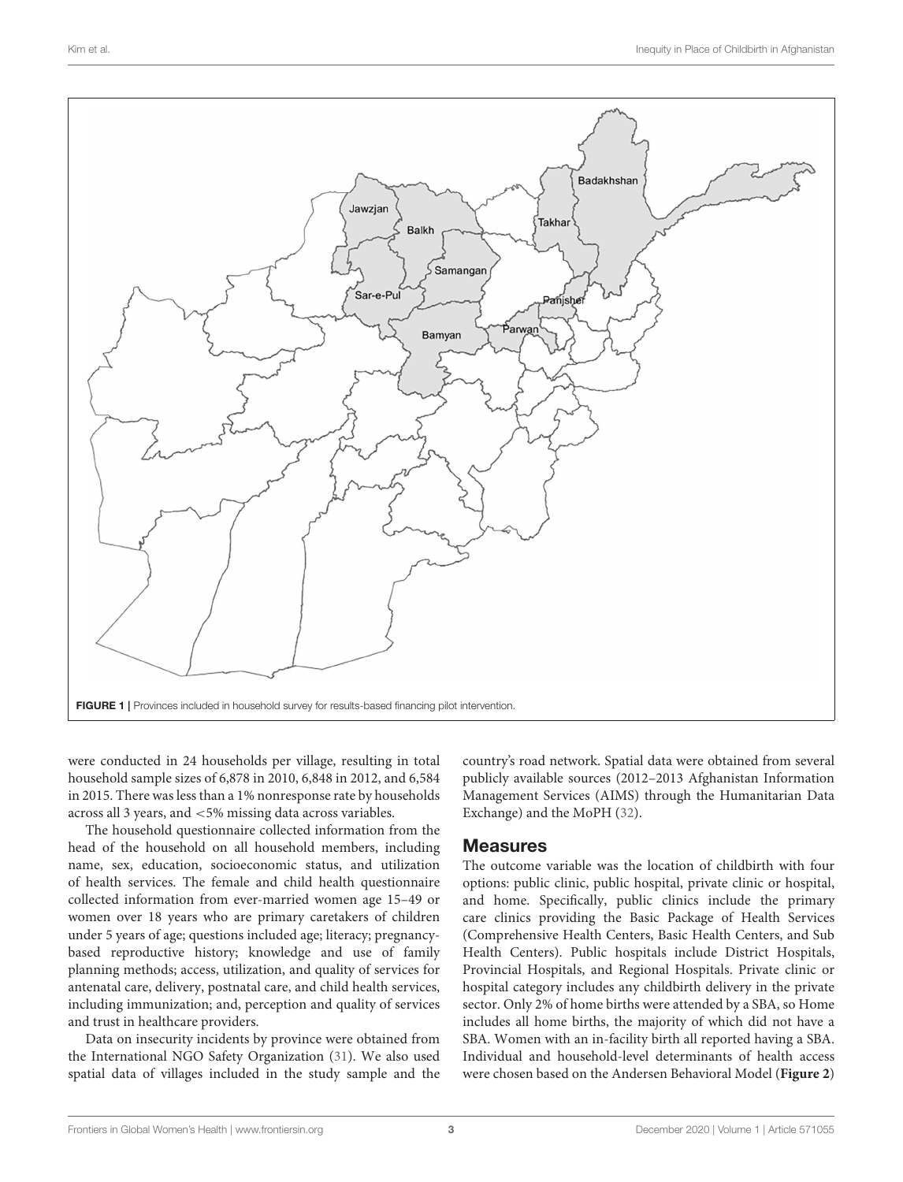Jawzjan

Balkh

Samangan

Sar-e-Pul

Bamyan

Parwan

Panjsher

Takhar

Badakhshan

**FIGURE 1 |** Provinces included in household survey for results-based financing pilot intervention.

were conducted in 24 households per village, resulting in total household sample sizes of 6,878 in 2010, 6,848 in 2012, and 6,584 in 2015. There was less than a 1% nonresponse rate by households across all 3 years, and <5% missing data across variables.

The household questionnaire collected information from the head of the household on all household members, including name, sex, education, socioeconomic status, and utilization of health services. The female and child health questionnaire collected information from ever-married women age 15–49 or women over 18 years who are primary caretakers of children under 5 years of age; questions included age; literacy; pregnancy-based reproductive history; knowledge and use of family planning methods; access, utilization, and quality of services for antenatal care, delivery, postnatal care, and child health services, including immunization; and, perception and quality of services and trust in healthcare providers.

Data on insecurity incidents by province were obtained from the International NGO Safety Organization (31). We also used spatial data of villages included in the study sample and the country's road network. Spatial data were obtained from several publicly available sources (2012–2013 Afghanistan Information Management Services (AIMS) through the Humanitarian Data Exchange) and the MoPH (32).

## Measures

The outcome variable was the location of childbirth with four options: public clinic, public hospital, private clinic or hospital, and home. Specifically, public clinics include the primary care clinics providing the Basic Package of Health Services (Comprehensive Health Centers, Basic Health Centers, and Sub Health Centers). Public hospitals include District Hospitals, Provincial Hospitals, and Regional Hospitals. Private clinic or hospital category includes any childbirth delivery in the private sector. Only 2% of home births were attended by a SBA, so Home includes all home births, the majority of which did not have a SBA. Women with an in-facility birth all reported having a SBA. Individual and household-level determinants of health access were chosen based on the Andersen Behavioral Model (**Figure 2**)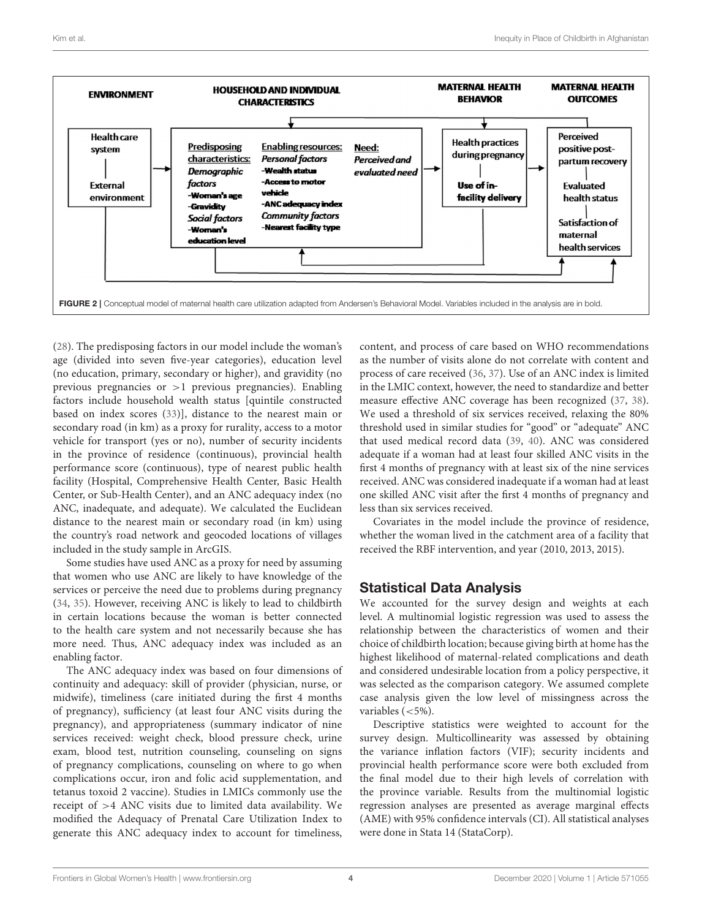ENVIRONMENT

HOUSEHOLD AND INDIVIDUAL CHARACTERISTICS

MATERNAL HEALTH BEHAVIOR

MATERNAL HEALTH OUTCOMES

Health care system

External environment

Predisposing characteristics:
*Demographic factors*
-Woman's age
-Gravidity
*Social factors*
-Woman's education level

Enabling resources:
*Personal factors*
-Wealth status
-Access to motor vehicle
-ANC adequacy index
*Community factors*
-Nearest facility type

Need:
*Perceived and evaluated need*

Health practices during pregnancy

Use of in-facility delivery

Perceived positive post-partum recovery

Evaluated health status

Satisfaction of maternal health services

**FIGURE 2** | Conceptual model of maternal health care utilization adapted from Andersen's Behavioral Model. Variables included in the analysis are in bold.

(28). The predisposing factors in our model include the woman's age (divided into seven five-year categories), education level (no education, primary, secondary or higher), and gravidity (no previous pregnancies or >1 previous pregnancies). Enabling factors include household wealth status [quintile constructed based on index scores (33)], distance to the nearest main or secondary road (in km) as a proxy for rurality, access to a motor vehicle for transport (yes or no), number of security incidents in the province of residence (continuous), provincial health performance score (continuous), type of nearest public health facility (Hospital, Comprehensive Health Center, Basic Health Center, or Sub-Health Center), and an ANC adequacy index (no ANC, inadequate, and adequate). We calculated the Euclidean distance to the nearest main or secondary road (in km) using the country's road network and geocoded locations of villages included in the study sample in ArcGIS.

Some studies have used ANC as a proxy for need by assuming that women who use ANC are likely to have knowledge of the services or perceive the need due to problems during pregnancy (34, 35). However, receiving ANC is likely to lead to childbirth in certain locations because the woman is better connected to the health care system and not necessarily because she has more need. Thus, ANC adequacy index was included as an enabling factor.

The ANC adequacy index was based on four dimensions of continuity and adequacy: skill of provider (physician, nurse, or midwife), timeliness (care initiated during the first 4 months of pregnancy), sufficiency (at least four ANC visits during the pregnancy), and appropriateness (summary indicator of nine services received: weight check, blood pressure check, urine exam, blood test, nutrition counseling, counseling on signs of pregnancy complications, counseling on where to go when complications occur, iron and folic acid supplementation, and tetanus toxoid 2 vaccine). Studies in LMICs commonly use the receipt of >4 ANC visits due to limited data availability. We modified the Adequacy of Prenatal Care Utilization Index to generate this ANC adequacy index to account for timeliness, content, and process of care based on WHO recommendations as the number of visits alone do not correlate with content and process of care received (36, 37). Use of an ANC index is limited in the LMIC context, however, the need to standardize and better measure effective ANC coverage has been recognized (37, 38). We used a threshold of six services received, relaxing the 80% threshold used in similar studies for "good" or "adequate" ANC that used medical record data (39, 40). ANC was considered adequate if a woman had at least four skilled ANC visits in the first 4 months of pregnancy with at least six of the nine services received. ANC was considered inadequate if a woman had at least one skilled ANC visit after the first 4 months of pregnancy and less than six services received.

Covariates in the model include the province of residence, whether the woman lived in the catchment area of a facility that received the RBF intervention, and year (2010, 2013, 2015).

## Statistical Data Analysis

We accounted for the survey design and weights at each level. A multinomial logistic regression was used to assess the relationship between the characteristics of women and their choice of childbirth location; because giving birth at home has the highest likelihood of maternal-related complications and death and considered undesirable location from a policy perspective, it was selected as the comparison category. We assumed complete case analysis given the low level of missingness across the variables (<5%).

Descriptive statistics were weighted to account for the survey design. Multicollinearity was assessed by obtaining the variance inflation factors (VIF); security incidents and provincial health performance score were both excluded from the final model due to their high levels of correlation with the province variable. Results from the multinomial logistic regression analyses are presented as average marginal effects (AME) with 95% confidence intervals (CI). All statistical analyses were done in Stata 14 (StataCorp).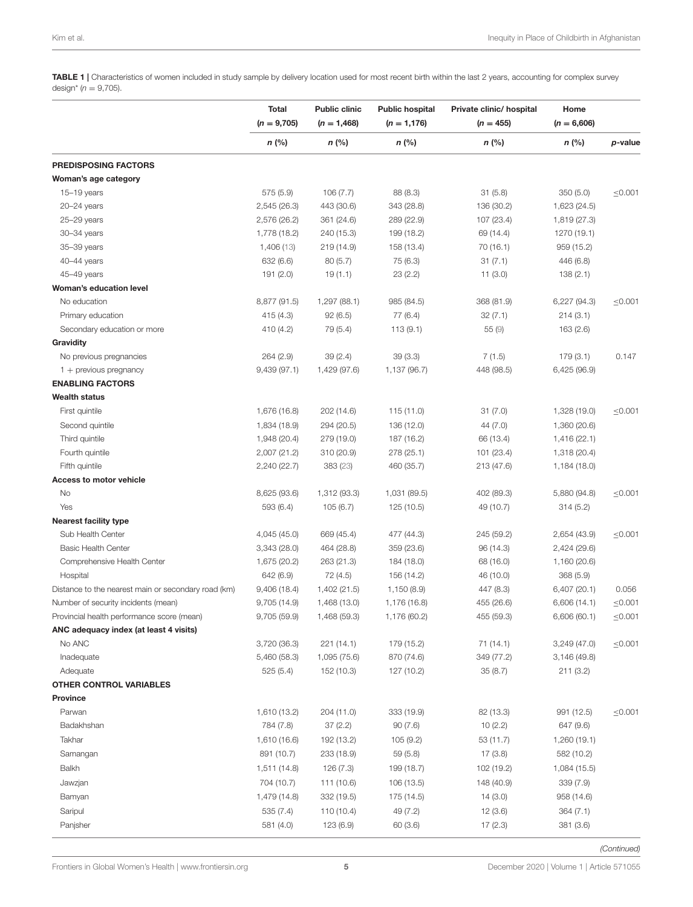**TABLE 1 |** Characteristics of women included in study sample by delivery location used for most recent birth within the last 2 years, accounting for complex survey design* ($n = 9,705$).

| | Total ($n$ = 9,705) | Public clinic ($n$ = 1,468) | Public hospital ($n$ = 1,176) | Private clinic/ hospital ($n$ = 455) | Home ($n$ = 6,606) | |
|---|---|---|---|---|---|---|
| | *n* (%) | *n* (%) | *n* (%) | *n* (%) | *n* (%) | *p*-value |
| **PREDISPOSING FACTORS** | | | | | | |
| **Woman's age category** | | | | | | |
| 15–19 years | 575 (5.9) | 106 (7.7) | 88 (8.3) | 31 (5.8) | 350 (5.0) | ≤0.001 |
| 20–24 years | 2,545 (26.3) | 443 (30.6) | 343 (28.8) | 136 (30.2) | 1,623 (24.5) | |
| 25–29 years | 2,576 (26.2) | 361 (24.6) | 289 (22.9) | 107 (23.4) | 1,819 (27.3) | |
| 30–34 years | 1,778 (18.2) | 240 (15.3) | 199 (18.2) | 69 (14.4) | 1270 (19.1) | |
| 35–39 years | 1,406 (13) | 219 (14.9) | 158 (13.4) | 70 (16.1) | 959 (15.2) | |
| 40–44 years | 632 (6.6) | 80 (5.7) | 75 (6.3) | 31 (7.1) | 446 (6.8) | |
| 45–49 years | 191 (2.0) | 19 (1.1) | 23 (2.2) | 11 (3.0) | 138 (2.1) | |
| **Woman's education level** | | | | | | |
| No education | 8,877 (91.5) | 1,297 (88.1) | 985 (84.5) | 368 (81.9) | 6,227 (94.3) | ≤0.001 |
| Primary education | 415 (4.3) | 92 (6.5) | 77 (6.4) | 32 (7.1) | 214 (3.1) | |
| Secondary education or more | 410 (4.2) | 79 (5.4) | 113 (9.1) | 55 (9) | 163 (2.6) | |
| **Gravidity** | | | | | | |
| No previous pregnancies | 264 (2.9) | 39 (2.4) | 39 (3.3) | 7 (1.5) | 179 (3.1) | 0.147 |
| 1 + previous pregnancy | 9,439 (97.1) | 1,429 (97.6) | 1,137 (96.7) | 448 (98.5) | 6,425 (96.9) | |
| **ENABLING FACTORS** | | | | | | |
| **Wealth status** | | | | | | |
| First quintile | 1,676 (16.8) | 202 (14.6) | 115 (11.0) | 31 (7.0) | 1,328 (19.0) | ≤0.001 |
| Second quintile | 1,834 (18.9) | 294 (20.5) | 136 (12.0) | 44 (7.0) | 1,360 (20.6) | |
| Third quintile | 1,948 (20.4) | 279 (19.0) | 187 (16.2) | 66 (13.4) | 1,416 (22.1) | |
| Fourth quintile | 2,007 (21.2) | 310 (20.9) | 278 (25.1) | 101 (23.4) | 1,318 (20.4) | |
| Fifth quintile | 2,240 (22.7) | 383 (23) | 460 (35.7) | 213 (47.6) | 1,184 (18.0) | |
| **Access to motor vehicle** | | | | | | |
| No | 8,625 (93.6) | 1,312 (93.3) | 1,031 (89.5) | 402 (89.3) | 5,880 (94.8) | ≤0.001 |
| Yes | 593 (6.4) | 105 (6.7) | 125 (10.5) | 49 (10.7) | 314 (5.2) | |
| **Nearest facility type** | | | | | | |
| Sub Health Center | 4,045 (45.0) | 669 (45.4) | 477 (44.3) | 245 (59.2) | 2,654 (43.9) | ≤0.001 |
| Basic Health Center | 3,343 (28.0) | 464 (28.8) | 359 (23.6) | 96 (14.3) | 2,424 (29.6) | |
| Comprehensive Health Center | 1,675 (20.2) | 263 (21.3) | 184 (18.0) | 68 (16.0) | 1,160 (20.6) | |
| Hospital | 642 (6.9) | 72 (4.5) | 156 (14.2) | 46 (10.0) | 368 (5.9) | |
| Distance to the nearest main or secondary road (km) | 9,406 (18.4) | 1,402 (21.5) | 1,150 (8.9) | 447 (8.3) | 6,407 (20.1) | 0.056 |
| Number of security incidents (mean) | 9,705 (14.9) | 1,468 (13.0) | 1,176 (16.8) | 455 (26.6) | 6,606 (14.1) | ≤0.001 |
| Provincial health performance score (mean) | 9,705 (59.9) | 1,468 (59.3) | 1,176 (60.2) | 455 (59.3) | 6,606 (60.1) | ≤0.001 |
| **ANC adequacy index (at least 4 visits)** | | | | | | |
| No ANC | 3,720 (36.3) | 221 (14.1) | 179 (15.2) | 71 (14.1) | 3,249 (47.0) | ≤0.001 |
| Inadequate | 5,460 (58.3) | 1,095 (75.6) | 870 (74.6) | 349 (77.2) | 3,146 (49.8) | |
| Adequate | 525 (5.4) | 152 (10.3) | 127 (10.2) | 35 (8.7) | 211 (3.2) | |
| **OTHER CONTROL VARIABLES** | | | | | | |
| **Province** | | | | | | |
| Parwan | 1,610 (13.2) | 204 (11.0) | 333 (19.9) | 82 (13.3) | 991 (12.5) | ≤0.001 |
| Badakhshan | 784 (7.8) | 37 (2.2) | 90 (7.6) | 10 (2.2) | 647 (9.6) | |
| Takhar | 1,610 (16.6) | 192 (13.2) | 105 (9.2) | 53 (11.7) | 1,260 (19.1) | |
| Samangan | 891 (10.7) | 233 (18.9) | 59 (5.8) | 17 (3.8) | 582 (10.2) | |
| Balkh | 1,511 (14.8) | 126 (7.3) | 199 (18.7) | 102 (19.2) | 1,084 (15.5) | |
| Jawzjan | 704 (10.7) | 111 (10.6) | 106 (13.5) | 148 (40.9) | 339 (7.9) | |
| Bamyan | 1,479 (14.8) | 332 (19.5) | 175 (14.5) | 14 (3.0) | 958 (14.6) | |
| Saripul | 535 (7.4) | 110 (10.4) | 49 (7.2) | 12 (3.6) | 364 (7.1) | |
| Panjsher | 581 (4.0) | 123 (6.9) | 60 (3.6) | 17 (2.3) | 381 (3.6) | |

*(Continued)*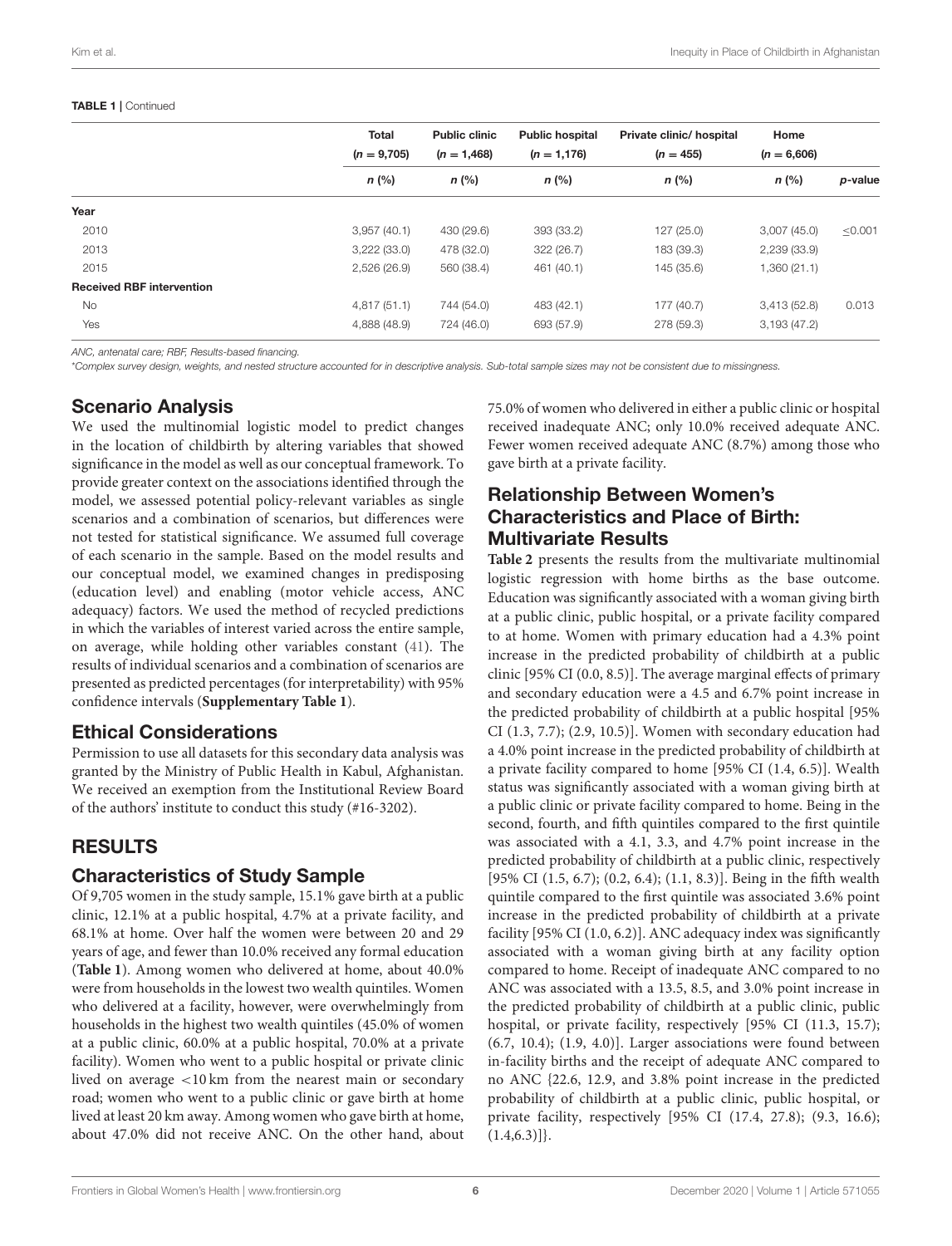**TABLE 1** | Continued

| | Total | Public clinic | Public hospital | Private clinic/ hospital | Home | |
|---|---|---|---|---|---|---|
| | ($n$ = 9,705) | ($n$ = 1,468) | ($n$ = 1,176) | ($n$ = 455) | ($n$ = 6,606) | |
| | *n* (%) | *n* (%) | *n* (%) | *n* (%) | *n* (%) | *p*-value |
| **Year** | | | | | | |
| 2010 | 3,957 (40.1) | 430 (29.6) | 393 (33.2) | 127 (25.0) | 3,007 (45.0) | ≤0.001 |
| 2013 | 3,222 (33.0) | 478 (32.0) | 322 (26.7) | 183 (39.3) | 2,239 (33.9) | |
| 2015 | 2,526 (26.9) | 560 (38.4) | 461 (40.1) | 145 (35.6) | 1,360 (21.1) | |
| **Received RBF intervention** | | | | | | |
| No | 4,817 (51.1) | 744 (54.0) | 483 (42.1) | 177 (40.7) | 3,413 (52.8) | 0.013 |
| Yes | 4,888 (48.9) | 724 (46.0) | 693 (57.9) | 278 (59.3) | 3,193 (47.2) | |

*ANC, antenatal care; RBF, Results-based financing.*

*\*Complex survey design, weights, and nested structure accounted for in descriptive analysis. Sub-total sample sizes may not be consistent due to missingness.*

## Scenario Analysis

We used the multinomial logistic model to predict changes in the location of childbirth by altering variables that showed significance in the model as well as our conceptual framework. To provide greater context on the associations identified through the model, we assessed potential policy-relevant variables as single scenarios and a combination of scenarios, but differences were not tested for statistical significance. We assumed full coverage of each scenario in the sample. Based on the model results and our conceptual model, we examined changes in predisposing (education level) and enabling (motor vehicle access, ANC adequacy) factors. We used the method of recycled predictions in which the variables of interest varied across the entire sample, on average, while holding other variables constant (41). The results of individual scenarios and a combination of scenarios are presented as predicted percentages (for interpretability) with 95% confidence intervals (**Supplementary Table 1**).

## Ethical Considerations

Permission to use all datasets for this secondary data analysis was granted by the Ministry of Public Health in Kabul, Afghanistan. We received an exemption from the Institutional Review Board of the authors' institute to conduct this study (#16-3202).

# RESULTS

## Characteristics of Study Sample

Of 9,705 women in the study sample, 15.1% gave birth at a public clinic, 12.1% at a public hospital, 4.7% at a private facility, and 68.1% at home. Over half the women were between 20 and 29 years of age, and fewer than 10.0% received any formal education (**Table 1**). Among women who delivered at home, about 40.0% were from households in the lowest two wealth quintiles. Women who delivered at a facility, however, were overwhelmingly from households in the highest two wealth quintiles (45.0% of women at a public clinic, 60.0% at a public hospital, 70.0% at a private facility). Women who went to a public hospital or private clinic lived on average <10 km from the nearest main or secondary road; women who went to a public clinic or gave birth at home lived at least 20 km away. Among women who gave birth at home, about 47.0% did not receive ANC. On the other hand, about 75.0% of women who delivered in either a public clinic or hospital received inadequate ANC; only 10.0% received adequate ANC. Fewer women received adequate ANC (8.7%) among those who gave birth at a private facility.

## Relationship Between Women's Characteristics and Place of Birth: Multivariate Results

**Table 2** presents the results from the multivariate multinomial logistic regression with home births as the base outcome. Education was significantly associated with a woman giving birth at a public clinic, public hospital, or a private facility compared to at home. Women with primary education had a 4.3% point increase in the predicted probability of childbirth at a public clinic [95% CI (0.0, 8.5)]. The average marginal effects of primary and secondary education were a 4.5 and 6.7% point increase in the predicted probability of childbirth at a public hospital [95% CI (1.3, 7.7); (2.9, 10.5)]. Women with secondary education had a 4.0% point increase in the predicted probability of childbirth at a private facility compared to home [95% CI (1.4, 6.5)]. Wealth status was significantly associated with a woman giving birth at a public clinic or private facility compared to home. Being in the second, fourth, and fifth quintiles compared to the first quintile was associated with a 4.1, 3.3, and 4.7% point increase in the predicted probability of childbirth at a public clinic, respectively [95% CI (1.5, 6.7); (0.2, 6.4); (1.1, 8.3)]. Being in the fifth wealth quintile compared to the first quintile was associated 3.6% point increase in the predicted probability of childbirth at a private facility [95% CI (1.0, 6.2)]. ANC adequacy index was significantly associated with a woman giving birth at any facility option compared to home. Receipt of inadequate ANC compared to no ANC was associated with a 13.5, 8.5, and 3.0% point increase in the predicted probability of childbirth at a public clinic, public hospital, or private facility, respectively [95% CI (11.3, 15.7); (6.7, 10.4); (1.9, 4.0)]. Larger associations were found between in-facility births and the receipt of adequate ANC compared to no ANC {22.6, 12.9, and 3.8% point increase in the predicted probability of childbirth at a public clinic, public hospital, or private facility, respectively [95% CI (17.4, 27.8); (9.3, 16.6); (1.4,6.3)]}.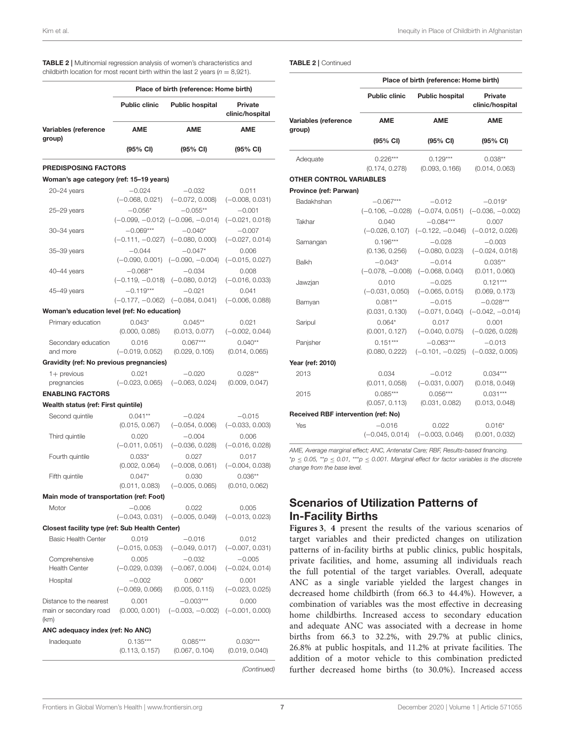**TABLE 2 |** Multinomial regression analysis of women's characteristics and childbirth location for most recent birth within the last 2 years ($n$ = 8,921).

| Variables (reference group) | Place of birth (reference: Home birth) | | |
|---|---|---|---|
| | Public clinic | Public hospital | Private clinic/hospital |
| | AME (95% CI) | AME (95% CI) | AME (95% CI) |
| **PREDISPOSING FACTORS** | | | |
| **Woman's age category (ref: 15–19 years)** | | | |
| 20–24 years | −0.024 (−0.068, 0.021) | −0.032 (−0.072, 0.008) | 0.011 (−0.008, 0.031) |
| 25–29 years | −0.056* (−0.099, −0.012) | −0.055** (−0.096, −0.014) | −0.001 (−0.021, 0.018) |
| 30–34 years | −0.069*** (−0.111, −0.027) | −0.040* (−0.080, 0.000) | −0.007 (−0.027, 0.014) |
| 35–39 years | −0.044 (−0.090, 0.001) | −0.047* (−0.090, −0.004) | 0.006 (−0.015, 0.027) |
| 40–44 years | −0.068** (−0.119, −0.018) | −0.034 (−0.080, 0.012) | 0.008 (−0.016, 0.033) |
| 45–49 years | −0.119*** (−0.177, −0.062) | −0.021 (−0.084, 0.041) | 0.041 (−0.006, 0.088) |
| **Woman's education level (ref: No education)** | | | |
| Primary education | 0.043* (0.000, 0.085) | 0.045** (0.013, 0.077) | 0.021 (−0.002, 0.044) |
| Secondary education and more | 0.016 (−0.019, 0.052) | 0.067*** (0.029, 0.105) | 0.040** (0.014, 0.065) |
| **Gravidity (ref: No previous pregnancies)** | | | |
| 1+ previous pregnancies | 0.021 (−0.023, 0.065) | −0.020 (−0.063, 0.024) | 0.028** (0.009, 0.047) |
| **ENABLING FACTORS** | | | |
| **Wealth status (ref: First quintile)** | | | |
| Second quintile | 0.041** (0.015, 0.067) | −0.024 (−0.054, 0.006) | −0.015 (−0.033, 0.003) |
| Third quintile | 0.020 (−0.011, 0.051) | −0.004 (−0.036, 0.028) | 0.006 (−0.016, 0.028) |
| Fourth quintile | 0.033* (0.002, 0.064) | 0.027 (−0.008, 0.061) | 0.017 (−0.004, 0.038) |
| Fifth quintile | 0.047* (0.011, 0.083) | 0.030 (−0.005, 0.065) | 0.036** (0.010, 0.062) |
| **Main mode of transportation (ref: Foot)** | | | |
| Motor | −0.006 (−0.043, 0.031) | 0.022 (−0.005, 0.049) | 0.005 (−0.013, 0.023) |
| **Closest facility type (ref: Sub Health Center)** | | | |
| Basic Health Center | 0.019 (−0.015, 0.053) | −0.016 (−0.049, 0.017) | 0.012 (−0.007, 0.031) |
| Comprehensive Health Center | 0.005 (−0.029, 0.039) | −0.032 (−0.067, 0.004) | −0.005 (−0.024, 0.014) |
| Hospital | −0.002 (−0.069, 0.066) | 0.060* (0.005, 0.115) | 0.001 (−0.023, 0.025) |
| Distance to the nearest main or secondary road (km) | 0.001 (0.000, 0.001) | −0.003*** (−0.003, −0.002) | 0.000 (−0.001, 0.000) |
| **ANC adequacy index (ref: No ANC)** | | | |
| Inadequate | 0.135*** (0.113, 0.157) | 0.085*** (0.067, 0.104) | 0.030*** (0.019, 0.040) |
| Adequate | 0.226*** (0.174, 0.278) | 0.129*** (0.093, 0.166) | 0.038** (0.014, 0.063) |
| **OTHER CONTROL VARIABLES** | | | |
| **Province (ref: Parwan)** | | | |
| Badakhshan | −0.067*** (−0.106, −0.028) | −0.012 (−0.074, 0.051) | −0.019* (−0.036, −0.002) |
| Takhar | 0.040 (−0.026, 0.107) | −0.084*** (−0.122, −0.046) | 0.007 (−0.012, 0.026) |
| Samangan | 0.196*** (0.136, 0.256) | −0.028 (−0.080, 0.023) | −0.003 (−0.024, 0.018) |
| Balkh | −0.043* (−0.078, −0.008) | −0.014 (−0.068, 0.040) | 0.035** (0.011, 0.060) |
| Jawzjan | 0.010 (−0.031, 0.050) | −0.025 (−0.065, 0.015) | 0.121*** (0.069, 0.173) |
| Bamyan | 0.081** (0.031, 0.130) | −0.015 (−0.071, 0.040) | −0.028*** (−0.042, −0.014) |
| Saripul | 0.064* (0.001, 0.127) | 0.017 (−0.040, 0.075) | 0.001 (−0.026, 0.028) |
| Panjsher | 0.151*** (0.080, 0.222) | −0.063*** (−0.101, −0.025) | −0.013 (−0.032, 0.005) |
| **Year (ref: 2010)** | | | |
| 2013 | 0.034 (0.011, 0.058) | −0.012 (−0.031, 0.007) | 0.034*** (0.018, 0.049) |
| 2015 | 0.085*** (0.057, 0.113) | 0.056*** (0.031, 0.082) | 0.031*** (0.013, 0.048) |
| **Received RBF intervention (ref: No)** | | | |
| Yes | −0.016 (−0.045, 0.014) | 0.022 (−0.003, 0.046) | 0.016* (0.001, 0.032) |

*AME, Average marginal effect; ANC, Antenatal Care; RBF, Results-based financing.*
*$^{*}p \leq 0.05$, $^{**}p \leq 0.01$, $^{***}p \leq 0.001$. Marginal effect for factor variables is the discrete change from the base level.*

## Scenarios of Utilization Patterns of In-Facility Births

**Figures 3**, **4** present the results of the various scenarios of target variables and their predicted changes on utilization patterns of in-facility births at public clinics, public hospitals, private facilities, and home, assuming all individuals reach the full potential of the target variables. Overall, adequate ANC as a single variable yielded the largest changes in decreased home childbirth (from 66.3 to 44.4%). However, a combination of variables was the most effective in decreasing home childbirths. Increased access to secondary education and adequate ANC was associated with a decrease in home births from 66.3 to 32.2%, with 29.7% at public clinics, 26.8% at public hospitals, and 11.2% at private facilities. The addition of a motor vehicle to this combination predicted further decreased home births (to 30.0%). Increased access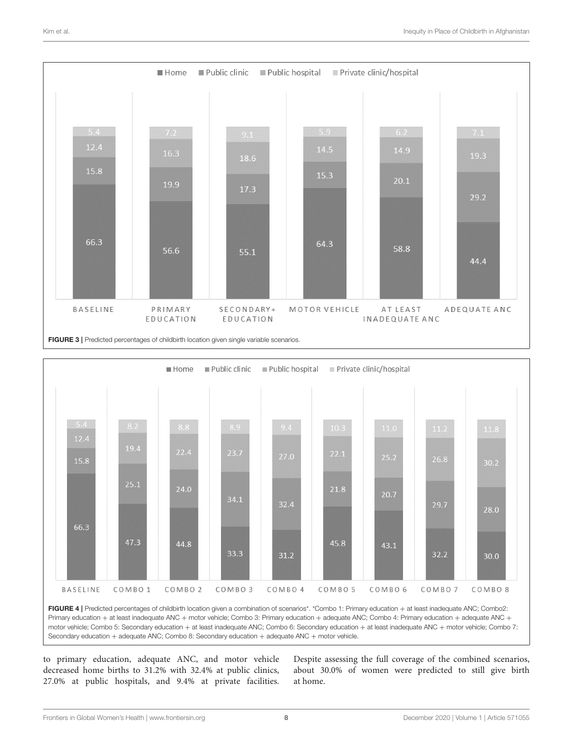■ Home ■ Public clinic ■ Public hospital ■ Private clinic/hospital

BASELINE: 5.4, 12.4, 15.8, 66.3

PRIMARY EDUCATION: 7.2, 16.3, 19.9, 56.6

SECONDARY+ EDUCATION: 9.1, 18.6, 17.3, 55.1

MOTOR VEHICLE: 5.9, 14.5, 15.3, 64.3

AT LEAST INADEQUATE ANC: 6.2, 14.9, 20.1, 58.8

ADEQUATE ANC: 7.1, 19.3, 29.2, 44.4

**FIGURE 3 |** Predicted percentages of childbirth location given single variable scenarios.

■ Home ■ Public clinic ■ Public hospital ■ Private clinic/hospital

BASELINE: 5.4, 12.4, 15.8, 66.3

COMBO 1: 8.2, 19.4, 25.1, 47.3

COMBO 2: 8.8, 22.4, 24.0, 44.8

COMBO 3: 8.9, 23.7, 34.1, 33.3

COMBO 4: 9.4, 27.0, 32.4, 31.2

COMBO 5: 10.3, 22.1, 21.8, 45.8

COMBO 6: 11.0, 25.2, 20.7, 43.1

COMBO 7: 11.2, 26.8, 29.7, 32.2

COMBO 8: 11.8, 30.2, 28.0, 30.0

**FIGURE 4 |** Predicted percentages of childbirth location given a combination of scenarios*. *Combo 1: Primary education + at least inadequate ANC; Combo2: Primary education + at least inadequate ANC + motor vehicle; Combo 3: Primary education + adequate ANC; Combo 4: Primary education + adequate ANC + motor vehicle; Combo 5: Secondary education + at least inadequate ANC; Combo 6: Secondary education + at least inadequate ANC + motor vehicle; Combo 7: Secondary education + adequate ANC; Combo 8: Secondary education + adequate ANC + motor vehicle.

to primary education, adequate ANC, and motor vehicle decreased home births to 31.2% with 32.4% at public clinics, 27.0% at public hospitals, and 9.4% at private facilities. Despite assessing the full coverage of the combined scenarios, about 30.0% of women were predicted to still give birth at home.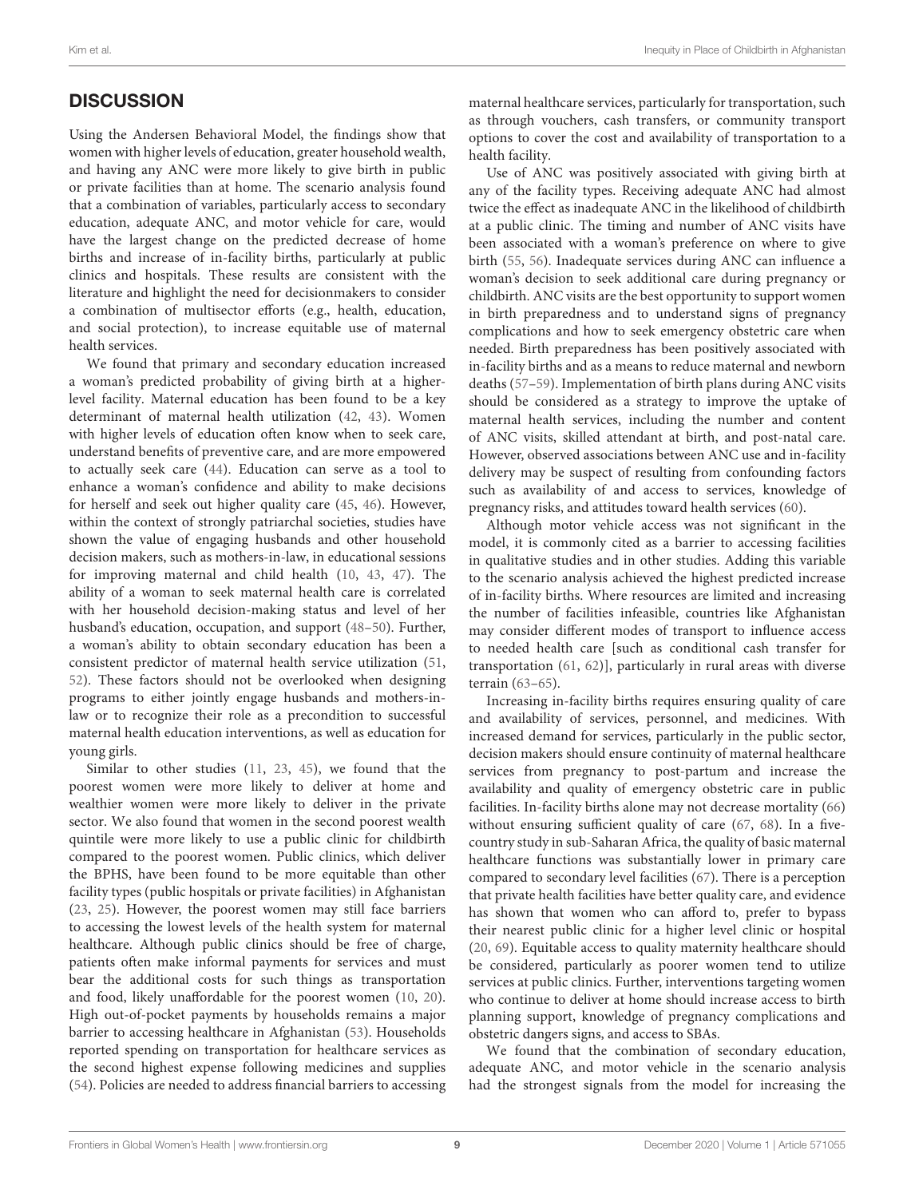## DISCUSSION

Using the Andersen Behavioral Model, the findings show that women with higher levels of education, greater household wealth, and having any ANC were more likely to give birth in public or private facilities than at home. The scenario analysis found that a combination of variables, particularly access to secondary education, adequate ANC, and motor vehicle for care, would have the largest change on the predicted decrease of home births and increase of in-facility births, particularly at public clinics and hospitals. These results are consistent with the literature and highlight the need for decisionmakers to consider a combination of multisector efforts (e.g., health, education, and social protection), to increase equitable use of maternal health services.

We found that primary and secondary education increased a woman's predicted probability of giving birth at a higher-level facility. Maternal education has been found to be a key determinant of maternal health utilization (42, 43). Women with higher levels of education often know when to seek care, understand benefits of preventive care, and are more empowered to actually seek care (44). Education can serve as a tool to enhance a woman's confidence and ability to make decisions for herself and seek out higher quality care (45, 46). However, within the context of strongly patriarchal societies, studies have shown the value of engaging husbands and other household decision makers, such as mothers-in-law, in educational sessions for improving maternal and child health (10, 43, 47). The ability of a woman to seek maternal health care is correlated with her household decision-making status and level of her husband's education, occupation, and support (48–50). Further, a woman's ability to obtain secondary education has been a consistent predictor of maternal health service utilization (51, 52). These factors should not be overlooked when designing programs to either jointly engage husbands and mothers-in-law or to recognize their role as a precondition to successful maternal health education interventions, as well as education for young girls.

Similar to other studies (11, 23, 45), we found that the poorest women were more likely to deliver at home and wealthier women were more likely to deliver in the private sector. We also found that women in the second poorest wealth quintile were more likely to use a public clinic for childbirth compared to the poorest women. Public clinics, which deliver the BPHS, have been found to be more equitable than other facility types (public hospitals or private facilities) in Afghanistan (23, 25). However, the poorest women may still face barriers to accessing the lowest levels of the health system for maternal healthcare. Although public clinics should be free of charge, patients often make informal payments for services and must bear the additional costs for such things as transportation and food, likely unaffordable for the poorest women (10, 20). High out-of-pocket payments by households remains a major barrier to accessing healthcare in Afghanistan (53). Households reported spending on transportation for healthcare services as the second highest expense following medicines and supplies (54). Policies are needed to address financial barriers to accessing maternal healthcare services, particularly for transportation, such as through vouchers, cash transfers, or community transport options to cover the cost and availability of transportation to a health facility.

Use of ANC was positively associated with giving birth at any of the facility types. Receiving adequate ANC had almost twice the effect as inadequate ANC in the likelihood of childbirth at a public clinic. The timing and number of ANC visits have been associated with a woman's preference on where to give birth (55, 56). Inadequate services during ANC can influence a woman's decision to seek additional care during pregnancy or childbirth. ANC visits are the best opportunity to support women in birth preparedness and to understand signs of pregnancy complications and how to seek emergency obstetric care when needed. Birth preparedness has been positively associated with in-facility births and as a means to reduce maternal and newborn deaths (57–59). Implementation of birth plans during ANC visits should be considered as a strategy to improve the uptake of maternal health services, including the number and content of ANC visits, skilled attendant at birth, and post-natal care. However, observed associations between ANC use and in-facility delivery may be suspect of resulting from confounding factors such as availability of and access to services, knowledge of pregnancy risks, and attitudes toward health services (60).

Although motor vehicle access was not significant in the model, it is commonly cited as a barrier to accessing facilities in qualitative studies and in other studies. Adding this variable to the scenario analysis achieved the highest predicted increase of in-facility births. Where resources are limited and increasing the number of facilities infeasible, countries like Afghanistan may consider different modes of transport to influence access to needed health care [such as conditional cash transfer for transportation (61, 62)], particularly in rural areas with diverse terrain (63–65).

Increasing in-facility births requires ensuring quality of care and availability of services, personnel, and medicines. With increased demand for services, particularly in the public sector, decision makers should ensure continuity of maternal healthcare services from pregnancy to post-partum and increase the availability and quality of emergency obstetric care in public facilities. In-facility births alone may not decrease mortality (66) without ensuring sufficient quality of care (67, 68). In a five-country study in sub-Saharan Africa, the quality of basic maternal healthcare functions was substantially lower in primary care compared to secondary level facilities (67). There is a perception that private health facilities have better quality care, and evidence has shown that women who can afford to, prefer to bypass their nearest public clinic for a higher level clinic or hospital (20, 69). Equitable access to quality maternity healthcare should be considered, particularly as poorer women tend to utilize services at public clinics. Further, interventions targeting women who continue to deliver at home should increase access to birth planning support, knowledge of pregnancy complications and obstetric dangers signs, and access to SBAs.

We found that the combination of secondary education, adequate ANC, and motor vehicle in the scenario analysis had the strongest signals from the model for increasing the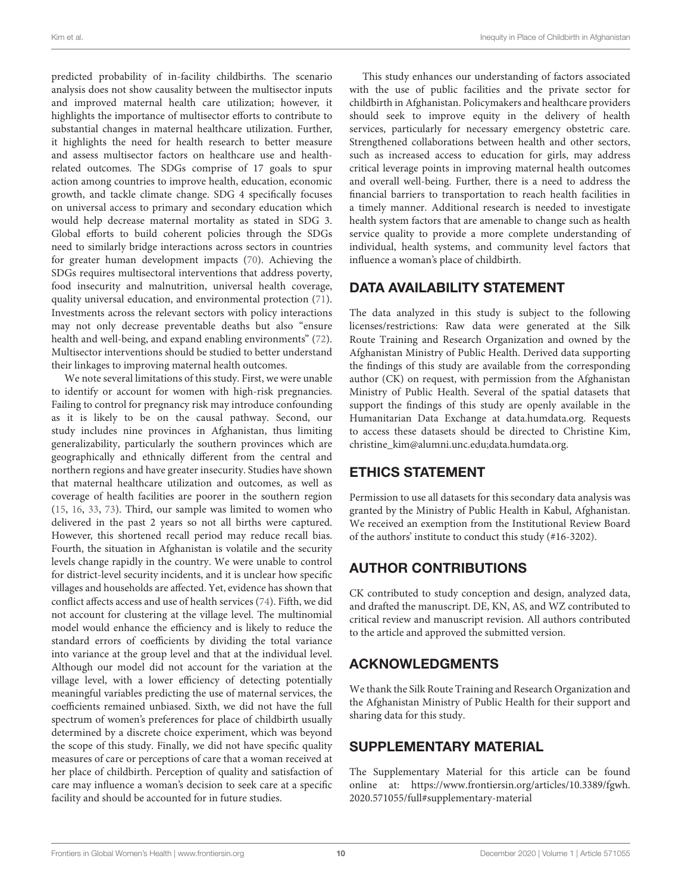predicted probability of in-facility childbirths. The scenario analysis does not show causality between the multisector inputs and improved maternal health care utilization; however, it highlights the importance of multisector efforts to contribute to substantial changes in maternal healthcare utilization. Further, it highlights the need for health research to better measure and assess multisector factors on healthcare use and health-related outcomes. The SDGs comprise of 17 goals to spur action among countries to improve health, education, economic growth, and tackle climate change. SDG 4 specifically focuses on universal access to primary and secondary education which would help decrease maternal mortality as stated in SDG 3. Global efforts to build coherent policies through the SDGs need to similarly bridge interactions across sectors in countries for greater human development impacts (70). Achieving the SDGs requires multisectoral interventions that address poverty, food insecurity and malnutrition, universal health coverage, quality universal education, and environmental protection (71). Investments across the relevant sectors with policy interactions may not only decrease preventable deaths but also "ensure health and well-being, and expand enabling environments" (72). Multisector interventions should be studied to better understand their linkages to improving maternal health outcomes.

We note several limitations of this study. First, we were unable to identify or account for women with high-risk pregnancies. Failing to control for pregnancy risk may introduce confounding as it is likely to be on the causal pathway. Second, our study includes nine provinces in Afghanistan, thus limiting generalizability, particularly the southern provinces which are geographically and ethnically different from the central and northern regions and have greater insecurity. Studies have shown that maternal healthcare utilization and outcomes, as well as coverage of health facilities are poorer in the southern region (15, 16, 33, 73). Third, our sample was limited to women who delivered in the past 2 years so not all births were captured. However, this shortened recall period may reduce recall bias. Fourth, the situation in Afghanistan is volatile and the security levels change rapidly in the country. We were unable to control for district-level security incidents, and it is unclear how specific villages and households are affected. Yet, evidence has shown that conflict affects access and use of health services (74). Fifth, we did not account for clustering at the village level. The multinomial model would enhance the efficiency and is likely to reduce the standard errors of coefficients by dividing the total variance into variance at the group level and that at the individual level. Although our model did not account for the variation at the village level, with a lower efficiency of detecting potentially meaningful variables predicting the use of maternal services, the coefficients remained unbiased. Sixth, we did not have the full spectrum of women's preferences for place of childbirth usually determined by a discrete choice experiment, which was beyond the scope of this study. Finally, we did not have specific quality measures of care or perceptions of care that a woman received at her place of childbirth. Perception of quality and satisfaction of care may influence a woman's decision to seek care at a specific facility and should be accounted for in future studies.

This study enhances our understanding of factors associated with the use of public facilities and the private sector for childbirth in Afghanistan. Policymakers and healthcare providers should seek to improve equity in the delivery of health services, particularly for necessary emergency obstetric care. Strengthened collaborations between health and other sectors, such as increased access to education for girls, may address critical leverage points in improving maternal health outcomes and overall well-being. Further, there is a need to address the financial barriers to transportation to reach health facilities in a timely manner. Additional research is needed to investigate health system factors that are amenable to change such as health service quality to provide a more complete understanding of individual, health systems, and community level factors that influence a woman's place of childbirth.

## DATA AVAILABILITY STATEMENT

The data analyzed in this study is subject to the following licenses/restrictions: Raw data were generated at the Silk Route Training and Research Organization and owned by the Afghanistan Ministry of Public Health. Derived data supporting the findings of this study are available from the corresponding author (CK) on request, with permission from the Afghanistan Ministry of Public Health. Several of the spatial datasets that support the findings of this study are openly available in the Humanitarian Data Exchange at data.humdata.org. Requests to access these datasets should be directed to Christine Kim, christine_kim@alumni.unc.edu;data.humdata.org.

## ETHICS STATEMENT

Permission to use all datasets for this secondary data analysis was granted by the Ministry of Public Health in Kabul, Afghanistan. We received an exemption from the Institutional Review Board of the authors' institute to conduct this study (#16-3202).

## AUTHOR CONTRIBUTIONS

CK contributed to study conception and design, analyzed data, and drafted the manuscript. DE, KN, AS, and WZ contributed to critical review and manuscript revision. All authors contributed to the article and approved the submitted version.

## ACKNOWLEDGMENTS

We thank the Silk Route Training and Research Organization and the Afghanistan Ministry of Public Health for their support and sharing data for this study.

## SUPPLEMENTARY MATERIAL

The Supplementary Material for this article can be found online at: https://www.frontiersin.org/articles/10.3389/fgwh.2020.571055/full#supplementary-material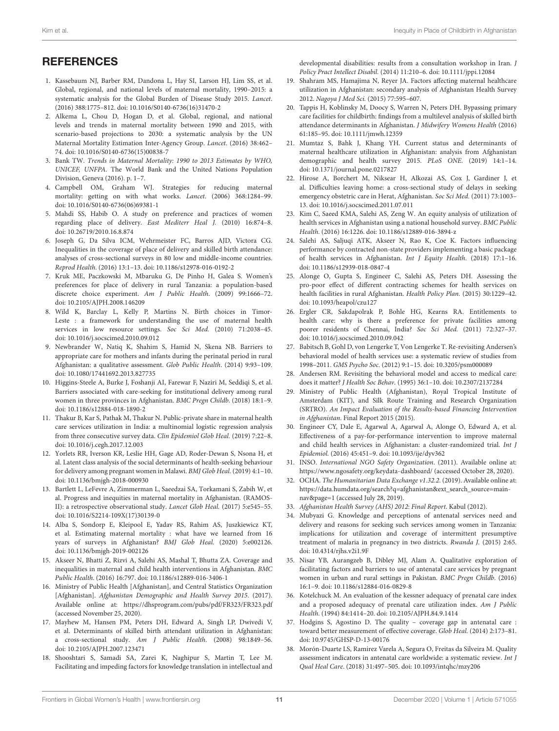## REFERENCES

1. Kassebaum NJ, Barber RM, Dandona L, Hay SI, Larson HJ, Lim SS, et al. Global, regional, and national levels of maternal mortality, 1990–2015: a systematic analysis for the Global Burden of Disease Study 2015. *Lancet*. (2016) 388:1775–812. doi: 10.1016/S0140-6736(16)31470-2
2. Alkema L, Chou D, Hogan D, et al. Global, regional, and national levels and trends in maternal mortality between 1990 and 2015, with scenario-based projections to 2030: a systematic analysis by the UN Maternal Mortality Estimation Inter-Agency Group. *Lancet*. (2016) 38:462–74. doi: 10.1016/S0140-6736(15)00838-7
3. Bank TW. *Trends in Maternal Mortality: 1990 to 2013 Estimates by WHO, UNICEF, UNFPA*. The World Bank and the United Nations Population Division, Geneva (2016). p. 1–7.
4. Campbell OM, Graham WJ. Strategies for reducing maternal mortality: getting on with what works. *Lancet*. (2006) 368:1284–99. doi: 10.1016/S0140-6736(06)69381-1
5. Mahdi SS, Habib O. A study on preference and practices of women regarding place of delivery. *East Mediterr Heal J*. (2010) 16:874–8. doi: 10.26719/2010.16.8.874
6. Joseph G, Da Silva ICM, Wehrmeister FC, Barros AJD, Victora CG. Inequalities in the coverage of place of delivery and skilled birth attendance: analyses of cross-sectional surveys in 80 low and middle-income countries. *Reprod Health*. (2016) 13:1–13. doi: 10.1186/s12978-016-0192-2
7. Kruk ME, Paczkowski M, Mbaruku G, De Pinho H, Galea S. Women's preferences for place of delivery in rural Tanzania: a population-based discrete choice experiment. *Am J Public Health*. (2009) 99:1666–72. doi: 10.2105/AJPH.2008.146209
8. Wild K, Barclay L, Kelly P, Martins N. Birth choices in Timor-Leste : a framework for understanding the use of maternal health services in low resource settings. *Soc Sci Med*. (2010) 71:2038–45. doi: 10.1016/j.socscimed.2010.09.012
9. Newbrander W, Natiq K, Shahim S, Hamid N, Skena NB. Barriers to appropriate care for mothers and infants during the perinatal period in rural Afghanistan: a qualitative assessment. *Glob Public Health*. (2014) 9:93–109. doi: 10.1080/17441692.2013.827735
10. Higgins-Steele A, Burke J, Foshanji AI, Farewar F, Naziri M, Seddiqi S, et al. Barriers associated with care-seeking for institutional delivery among rural women in three provinces in Afghanistan. *BMC Pregn Childb*. (2018) 18:1–9. doi: 10.1186/s12884-018-1890-2
11. Thakur B, Kar S, Pathak M, Thakur N. Public-private share in maternal health care services utilization in India: a multinomial logistic regression analysis from three consecutive survey data. *Clin Epidemiol Glob Heal*. (2019) 7:22–8. doi: 10.1016/j.cegh.2017.12.003
12. Yorlets RR, Iverson KR, Leslie HH, Gage AD, Roder-Dewan S, Nsona H, et al. Latent class analysis of the social determinants of health-seeking behaviour for delivery among pregnant women in Malawi. *BMJ Glob Heal*. (2019) 4:1–10. doi: 10.1136/bmjgh-2018-000930
13. Bartlett L, LeFevre A, Zimmerman L, Saeedzai SA, Torkamani S, Zabih W, et al. Progress and inequities in maternal mortality in Afghanistan. (RAMOS-II): a retrospective observational study. *Lancet Glob Heal*. (2017) 5:e545–55. doi: 10.1016/S2214-109X(17)30139-0
14. Alba S, Sondorp E, Kleipool E, Yadav RS, Rahim AS, Juszkiewicz KT, et al. Estimating maternal mortality : what have we learned from 16 years of surveys in Afghanistan? *BMJ Glob Heal*. (2020) 5:e002126. doi: 10.1136/bmjgh-2019-002126
15. Akseer N, Bhatti Z, Rizvi A, Salehi AS, Mashal T, Bhutta ZA. Coverage and inequalities in maternal and child health interventions in Afghanistan. *BMC Public Health*. (2016) 16:797. doi: 10.1186/s12889-016-3406-1
16. Ministry of Public Health [Afghanistan], and Central Statistics Organization [Afghanistan]. *Afghanistan Demographic and Health Survey 2015*. (2017). Available online at: https://dhsprogram.com/pubs/pdf/FR323/FR323.pdf (accessed November 25, 2020).
17. Mayhew M, Hansen PM, Peters DH, Edward A, Singh LP, Dwivedi V, et al. Determinants of skilled birth attendant utilization in Afghanistan: a cross-sectional study. *Am J Public Health*. (2008) 98:1849–56. doi: 10.2105/AJPH.2007.123471
18. Shooshtari S, Samadi SA, Zarei K, Naghipur S, Martin T, Lee M. Facilitating and impeding factors for knowledge translation in intellectual and developmental disabilities: results from a consultation workshop in Iran. *J Policy Pract Intellect Disabil*. (2014) 11:210–6. doi: 10.1111/jppi.12084
19. Shahram MS, Hamajima N, Reyer JA. Factors affecting maternal healthcare utilization in Afghanistan: secondary analysis of Afghanistan Health Survey 2012. *Nagoya J Med Sci*. (2015) 77:595–607.
20. Tappis H, Koblinsky M, Doocy S, Warren N, Peters DH. Bypassing primary care facilities for childbirth: findings from a multilevel analysis of skilled birth attendance determinants in Afghanistan. *J Midwifery Womens Health* (2016) 61:185–95. doi: 10.1111/jmwh.12359
21. Mumtaz S, Bahk J, Khang YH. Current status and determinants of maternal healthcare utilization in Afghanistan: analysis from Afghanistan demographic and health survey 2015. *PLoS ONE*. (2019) 14:1–14. doi: 10.1371/journal.pone.0217827
22. Hirose A, Borchert M, Niksear H, Alkozai AS, Cox J, Gardiner J, et al. Difficulties leaving home: a cross-sectional study of delays in seeking emergency obstetric care in Herat, Afghanistan. *Soc Sci Med*. (2011) 73:1003–13. doi: 10.1016/j.socscimed.2011.07.011
23. Kim C, Saeed KMA, Salehi AS, Zeng W. An equity analysis of utilization of health services in Afghanistan using a national household survey. *BMC Public Health*. (2016) 16:1226. doi: 10.1186/s12889-016-3894-z
24. Salehi AS, Saljuqi ATK, Akseer N, Rao K, Coe K. Factors influencing performance by contracted non-state providers implementing a basic package of health services in Afghanistan. *Int J Equity Health*. (2018) 17:1–16. doi: 10.1186/s12939-018-0847-4
25. Alonge O, Gupta S, Engineer C, Salehi AS, Peters DH. Assessing the pro-poor effect of different contracting schemes for health services on health facilities in rural Afghanistan. *Health Policy Plan*. (2015) 30:1229–42. doi: 10.1093/heapol/czu127
26. Ergler CR, Sakdapolrak P, Bohle HG, Kearns RA. Entitlements to health care: why is there a preference for private facilities among poorer residents of Chennai, India? *Soc Sci Med*. (2011) 72:327–37. doi: 10.1016/j.socscimed.2010.09.042
27. Babitsch B, Gohl D, von Lengerke T, Von Lengerke T. Re-revisiting Andersen's behavioral model of health services use: a systematic review of studies from 1998–2011. *GMS Psycho Soc*. (2012) 9:1–15. doi: 10.3205/psm000089
28. Andersen RM. Revisiting the behavioral model and access to medical care: does it matter? *J Health Soc Behav*. (1995) 36:1–10. doi: 10.2307/2137284
29. Ministry of Public Health (Afghanistan), Royal Tropical Institute of Amsterdam (KIT), and Silk Route Training and Research Organization (SRTRO). *An Impact Evaluation of the Results-based Financing Intervention in Afghanistan*. Final Report 2015 (2015).
30. Engineer CY, Dale E, Agarwal A, Agarwal A, Alonge O, Edward A, et al. Effectiveness of a pay-for-performance intervention to improve maternal and child health services in Afghanistan: a cluster-randomized trial. *Int J Epidemiol*. (2016) 45:451–9. doi: 10.1093/ije/dyv362
31. INSO. *International NGO Safety Organization*. (2011). Available online at: https://www.ngosafety.org/keydata-dashboard/ (accessed October 28, 2020).
32. OCHA. *The Humanitarian Data Exchange v1.32.2*. (2019). Available online at: https://data.humdata.org/search?q=afghanistan&ext_search_source=main-nav&page=1 (accessed July 28, 2019).
33. *Afghanistan Health Survey (AHS) 2012: Final Report*. Kabul (2012).
34. Mubyazi G. Knowledge and perceptions of antenatal services need and delivery and reasons for seeking such services among women in Tanzania: implications for utilization and coverage of intermittent presumptive treatment of malaria in pregnancy in two districts. *Rwanda J*. (2015) 2:65. doi: 10.4314/rjhs.v2i1.9F
35. Nisar YB, Aurangzeb B, Dibley MJ, Alam A. Qualitative exploration of facilitating factors and barriers to use of antenatal care services by pregnant women in urban and rural settings in Pakistan. *BMC Pregn Childb*. (2016) 16:1–9. doi: 10.1186/s12884-016-0829-8
36. Kotelchuck M. An evaluation of the kessner adequacy of prenatal care index and a proposed adequacy of prenatal care utilization index. *Am J Public Health*. (1994) 84:1414–20. doi: 10.2105/AJPH.84.9.1414
37. Hodgins S, Agostino D. The quality – coverage gap in antenatal care : toward better measurement of effective coverage. *Glob Heal*. (2014) 2:173–81. doi: 10.9745/GHSP-D-13-00176
38. Morón-Duarte LS, Ramirez Varela A, Segura O, Freitas da Silveira M. Quality assessment indicators in antenatal care worldwide: a systematic review. *Int J Qual Heal Care*. (2018) 31:497–505. doi: 10.1093/intqhc/mzy206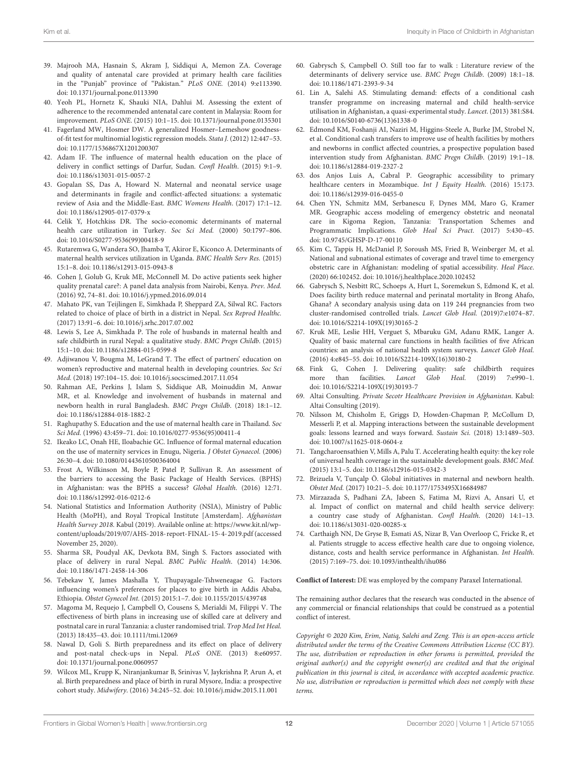39. Majrooh MA, Hasnain S, Akram J, Siddiqui A, Memon ZA. Coverage and quality of antenatal care provided at primary health care facilities in the "Punjab" province of "Pakistan." *PLoS ONE.* (2014) 9:e113390. doi: 10.1371/journal.pone.0113390

40. Yeoh PL, Hornetz K, Shauki NIA, Dahlui M. Assessing the extent of adherence to the recommended antenatal care content in Malaysia: Room for improvement. *PLoS ONE.* (2015) 10:1–15. doi: 10.1371/journal.pone.0135301

41. Fagerland MW, Hosmer DW. A generalized Hosmer–Lemeshow goodness-of-fit test for multinomial logistic regression models. *Stata J.* (2012) 12:447–53. doi: 10.1177/1536867X1201200307

42. Adam IF. The influence of maternal health education on the place of delivery in conflict settings of Darfur, Sudan. *Confl Health.* (2015) 9:1–9. doi: 10.1186/s13031-015-0057-2

43. Gopalan SS, Das A, Howard N. Maternal and neonatal service usage and determinants in fragile and conflict-affected situations: a systematic review of Asia and the Middle-East. *BMC Womens Health.* (2017) 17:1–12. doi: 10.1186/s12905-017-0379-x

44. Celik Y, Hotchkiss DR. The socio-economic determinants of maternal health care utilization in Turkey. *Soc Sci Med.* (2000) 50:1797–806. doi: 10.1016/S0277-9536(99)00418-9

45. Rutaremwa G, Wandera SO, Jhamba T, Akiror E, Kiconco A. Determinants of maternal health services utilization in Uganda. *BMC Health Serv Res.* (2015) 15:1–8. doi: 10.1186/s12913-015-0943-8

46. Cohen J, Golub G, Kruk ME, McConnell M. Do active patients seek higher quality prenatal care?: A panel data analysis from Nairobi, Kenya. *Prev. Med.* (2016) 92, 74–81. doi: 10.1016/j.ypmed.2016.09.014

47. Mahato PK, van Teijlingen E, Simkhada P, Sheppard ZA, Silwal RC. Factors related to choice of place of birth in a district in Nepal. *Sex Reprod Healthc.* (2017) 13:91–6. doi: 10.1016/j.srhc.2017.07.002

48. Lewis S, Lee A, Simkhada P. The role of husbands in maternal health and safe childbirth in rural Nepal: a qualitative study. *BMC Pregn Childb.* (2015) 15:1–10. doi: 10.1186/s12884-015-0599-8

49. Adjiwanou V, Bougma M, LeGrand T. The effect of partners' education on women's reproductive and maternal health in developing countries. *Soc Sci Med.* (2018) 197:104–15. doi: 10.1016/j.socscimed.2017.11.054

50. Rahman AE, Perkins J, Islam S, Siddique AB, Moinuddin M, Anwar MR, et al. Knowledge and involvement of husbands in maternal and newborn health in rural Bangladesh. *BMC Pregn Childb.* (2018) 18:1–12. doi: 10.1186/s12884-018-1882-2

51. Raghupathy S. Education and the use of maternal health care in Thailand. *Soc Sci Med.* (1996) 43:459–71. doi: 10.1016/0277-9536(95)00411-4

52. Ikeako LC, Onah HE, Iloabachie GC. Influence of formal maternal education on the use of maternity services in Enugu, Nigeria. *J Obstet Gynaecol.* (2006) 26:30–4. doi: 10.1080/01443610500364004

53. Frost A, Wilkinson M, Boyle P, Patel P, Sullivan R. An assessment of the barriers to accessing the Basic Package of Health Services. (BPHS) in Afghanistan: was the BPHS a success? *Global Health.* (2016) 12:71. doi: 10.1186/s12992-016-0212-6

54. National Statistics and Information Authority (NSIA), Ministry of Public Health (MoPH), and Royal Tropical Institute [Amsterdam]. *Afghanistan Health Survey 2018.* Kabul (2019). Available online at: https://www.kit.nl/wp-content/uploads/2019/07/AHS-2018-report-FINAL-15-4-2019.pdf (accessed November 25, 2020).

55. Sharma SR, Poudyal AK, Devkota BM, Singh S. Factors associated with place of delivery in rural Nepal. *BMC Public Health.* (2014) 14:306. doi: 10.1186/1471-2458-14-306

56. Tebekaw Y, James Mashalla Y, Thupayagale-Tshweneagae G. Factors influencing women's preferences for places to give birth in Addis Ababa, Ethiopia. *Obstet Gynecol Int.* (2015) 2015:1–7. doi: 10.1155/2015/439748

57. Magoma M, Requejo J, Campbell O, Cousens S, Merialdi M, Filippi V. The effectiveness of birth plans in increasing use of skilled care at delivery and postnatal care in rural Tanzania: a cluster randomised trial. *Trop Med Int Heal.* (2013) 18:435–43. doi: 10.1111/tmi.12069

58. Nawal D, Goli S. Birth preparedness and its effect on place of delivery and post-natal check-ups in Nepal. *PLoS ONE.* (2013) 8:e60957. doi: 10.1371/journal.pone.0060957

59. Wilcox ML, Krupp K, Niranjankumar B, Srinivas V, Jaykrishna P, Arun A, et al. Birth preparedness and place of birth in rural Mysore, India: a prospective cohort study. *Midwifery.* (2016) 34:245–52. doi: 10.1016/j.midw.2015.11.001

60. Gabrysch S, Campbell O. Still too far to walk : Literature review of the determinants of delivery service use. *BMC Pregn Childb.* (2009) 18:1–18. doi: 10.1186/1471-2393-9-34

61. Lin A, Salehi AS. Stimulating demand: effects of a conditional cash transfer programme on increasing maternal and child health-service utilisation in Afghanistan, a quasi-experimental study. *Lancet.* (2013) 381:S84. doi: 10.1016/S0140-6736(13)61338-0

62. Edmond KM, Foshanji AI, Naziri M, Higgins-Steele A, Burke JM, Strobel N, et al. Conditional cash transfers to improve use of health facilities by mothers and newborns in conflict affected countries, a prospective population based intervention study from Afghanistan. *BMC Pregn Childb.* (2019) 19:1–18. doi: 10.1186/s12884-019-2327-2

63. dos Anjos Luis A, Cabral P. Geographic accessibility to primary healthcare centers in Mozambique. *Int J Equity Health.* (2016) 15:173. doi: 10.1186/s12939-016-0455-0

64. Chen YN, Schmitz MM, Serbanescu F, Dynes MM, Maro G, Kramer MR. Geographic access modeling of emergency obstetric and neonatal care in Kigoma Region, Tanzania: Transportation Schemes and Programmatic Implications. *Glob Heal Sci Pract.* (2017) 5:430–45. doi: 10.9745/GHSP-D-17-00110

65. Kim C, Tappis H, McDaniel P, Soroush MS, Fried B, Weinberger M, et al. National and subnational estimates of coverage and travel time to emergency obstetric care in Afghanistan: modeling of spatial accessibility. *Heal Place.* (2020) 66:102452. doi: 10.1016/j.healthplace.2020.102452

66. Gabrysch S, Nesbitt RC, Schoeps A, Hurt L, Soremekun S, Edmond K, et al. Does facility birth reduce maternal and perinatal mortality in Brong Ahafo, Ghana? A secondary analysis using data on 119 244 pregnancies from two cluster-randomised controlled trials. *Lancet Glob Heal.* (2019)7:e1074–87. doi: 10.1016/S2214-109X(19)30165-2

67. Kruk ME, Leslie HH, Verguet S, Mbaruku GM, Adanu RMK, Langer A. Quality of basic maternal care functions in health facilities of five African countries: an analysis of national health system surveys. *Lancet Glob Heal.* (2016) 4:e845–55. doi: 10.1016/S2214-109X(16)30180-2

68. Fink G, Cohen J. Delivering quality: safe childbirth requires more than facilities. *Lancet Glob Heal.* (2019) 7:e990–1. doi: 10.1016/S2214-109X(19)30193-7

69. Altai Consulting. *Private Secotr Healthcare Provision in Afghanistan.* Kabul: Altai Consulting (2019).

70. Nilsson M, Chisholm E, Griggs D, Howden-Chapman P, McCollum D, Messerli P, et al. Mapping interactions between the sustainable development goals: lessons learned and ways forward. *Sustain Sci.* (2018) 13:1489–503. doi: 10.1007/s11625-018-0604-z

71. Tangcharoensathien V, Mills A, Palu T. Accelerating health equity: the key role of universal health coverage in the sustainable development goals. *BMC Med.* (2015) 13:1–5. doi: 10.1186/s12916-015-0342-3

72. Brizuela V, Tunçalp Ö. Global initiatives in maternal and newborn health. *Obstet Med.* (2017) 10:21–5. doi: 10.1177/1753495X16684987

73. Mirzazada S, Padhani ZA, Jabeen S, Fatima M, Rizvi A, Ansari U, et al. Impact of conflict on maternal and child health service delivery: a country case study of Afghanistan. *Confl Health.* (2020) 14:1–13. doi: 10.1186/s13031-020-00285-x

74. Carthaigh NN, De Gryse B, Esmati AS, Nizar B, Van Overloop C, Fricke R, et al. Patients struggle to access effective health care due to ongoing violence, distance, costs and health service performance in Afghanistan. *Int Health.* (2015) 7:169–75. doi: 10.1093/inthealth/ihu086

**Conflict of Interest:** DE was employed by the company Paraxel International.

The remaining author declares that the research was conducted in the absence of any commercial or financial relationships that could be construed as a potential conflict of interest.

*Copyright © 2020 Kim, Erim, Natiq, Salehi and Zeng. This is an open-access article distributed under the terms of the Creative Commons Attribution License (CC BY). The use, distribution or reproduction in other forums is permitted, provided the original author(s) and the copyright owner(s) are credited and that the original publication in this journal is cited, in accordance with accepted academic practice. No use, distribution or reproduction is permitted which does not comply with these terms.*